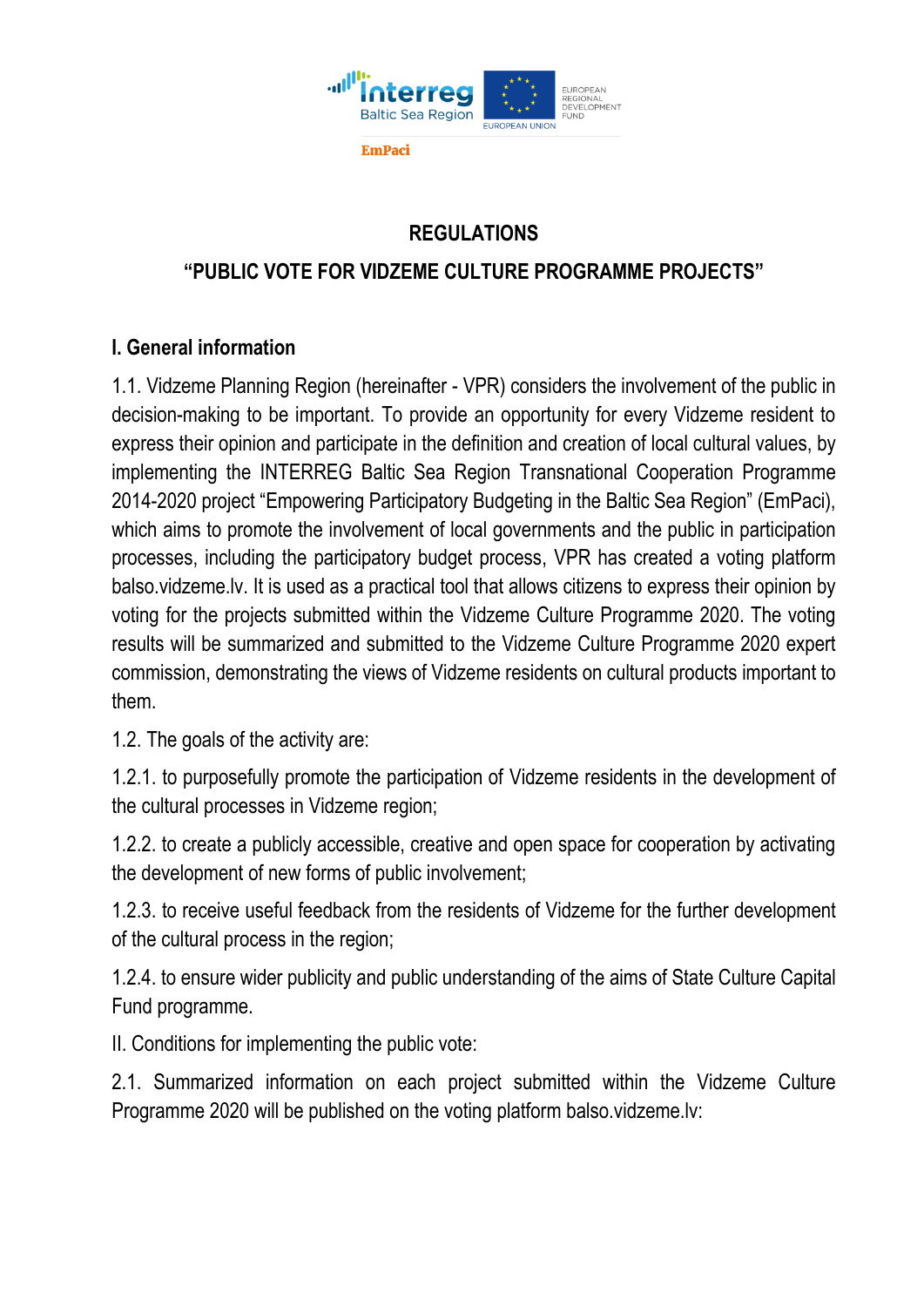# REGULATIONS

## "PUBLIC VOTE FOR VIDZEME CULTURE PROGRAMME PROJECTS"

### I. General information

1.1. Vidzeme Planning Region (hereinafter - VPR) considers the involvement of the public in decision-making to be important. To provide an opportunity for every Vidzeme resident to express their opinion and participate in the definition and creation of local cultural values, by implementing the INTERREG Baltic Sea Region Transnational Cooperation Programme 2014-2020 project "Empowering Participatory Budgeting in the Baltic Sea Region" (EmPaci), which aims to promote the involvement of local governments and the public in participation processes, including the participatory budget process, VPR has created a voting platform balso.vidzeme.lv. It is used as a practical tool that allows citizens to express their opinion by voting for the projects submitted within the Vidzeme Culture Programme 2020. The voting results will be summarized and submitted to the Vidzeme Culture Programme 2020 expert commission, demonstrating the views of Vidzeme residents on cultural products important to them.

1.2. The goals of the activity are:

1.2.1. to purposefully promote the participation of Vidzeme residents in the development of the cultural processes in Vidzeme region;

1.2.2. to create a publicly accessible, creative and open space for cooperation by activating the development of new forms of public involvement;

1.2.3. to receive useful feedback from the residents of Vidzeme for the further development of the cultural process in the region;

1.2.4. to ensure wider publicity and public understanding of the aims of State Culture Capital Fund programme.

II. Conditions for implementing the public vote:

2.1. Summarized information on each project submitted within the Vidzeme Culture Programme 2020 will be published on the voting platform balso.vidzeme.lv: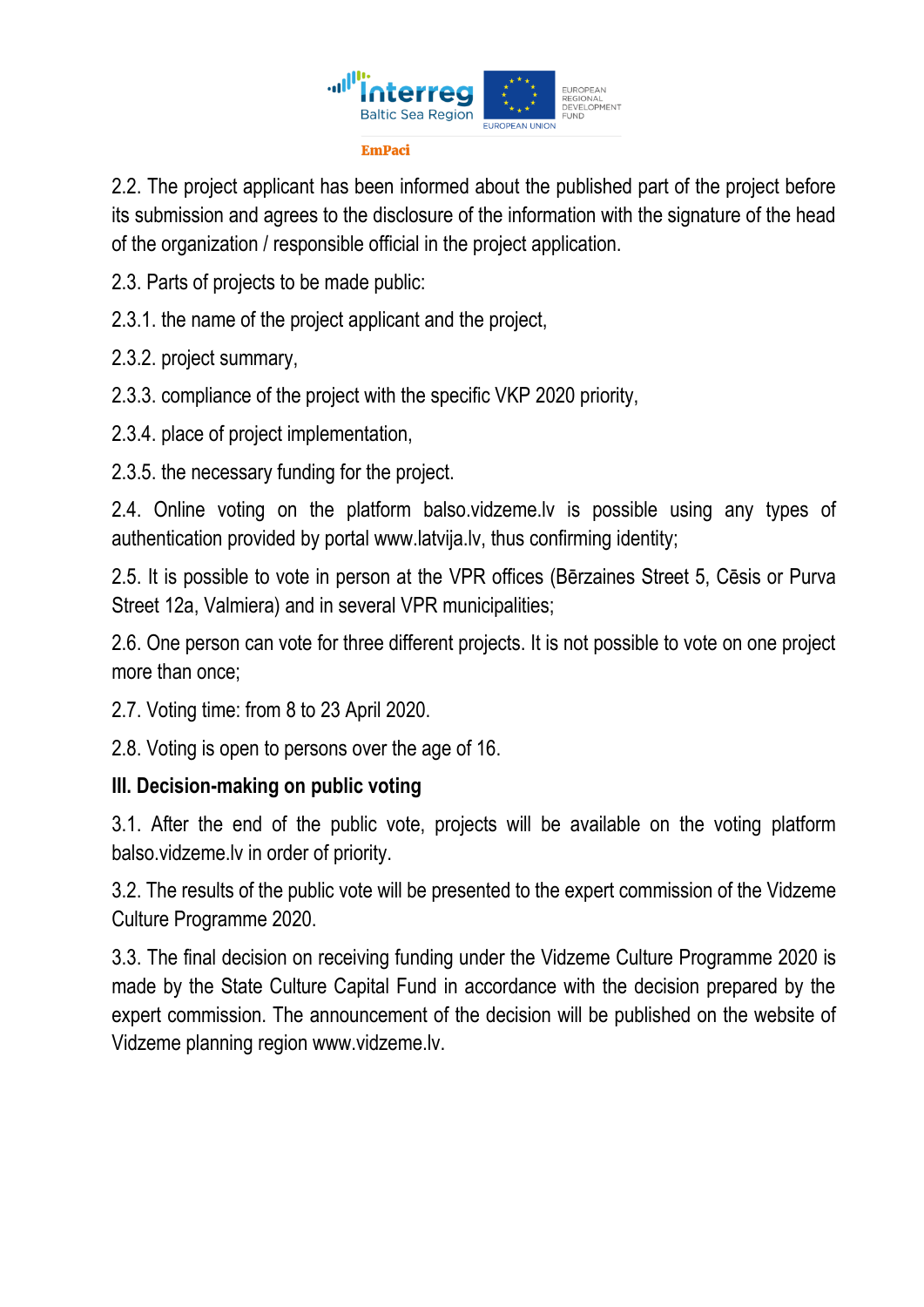2.2. The project applicant has been informed about the published part of the project before its submission and agrees to the disclosure of the information with the signature of the head of the organization / responsible official in the project application.

2.3. Parts of projects to be made public:

2.3.1. the name of the project applicant and the project,

2.3.2. project summary,

2.3.3. compliance of the project with the specific VKP 2020 priority,

2.3.4. place of project implementation,

2.3.5. the necessary funding for the project.

2.4. Online voting on the platform balso.vidzeme.lv is possible using any types of authentication provided by portal www.latvija.lv, thus confirming identity;

2.5. It is possible to vote in person at the VPR offices (Bērzaines Street 5, Cēsis or Purva Street 12a, Valmiera) and in several VPR municipalities;

2.6. One person can vote for three different projects. It is not possible to vote on one project more than once;

2.7. Voting time: from 8 to 23 April 2020.

2.8. Voting is open to persons over the age of 16.

**III. Decision-making on public voting**

3.1. After the end of the public vote, projects will be available on the voting platform balso.vidzeme.lv in order of priority.

3.2. The results of the public vote will be presented to the expert commission of the Vidzeme Culture Programme 2020.

3.3. The final decision on receiving funding under the Vidzeme Culture Programme 2020 is made by the State Culture Capital Fund in accordance with the decision prepared by the expert commission. The announcement of the decision will be published on the website of Vidzeme planning region www.vidzeme.lv.